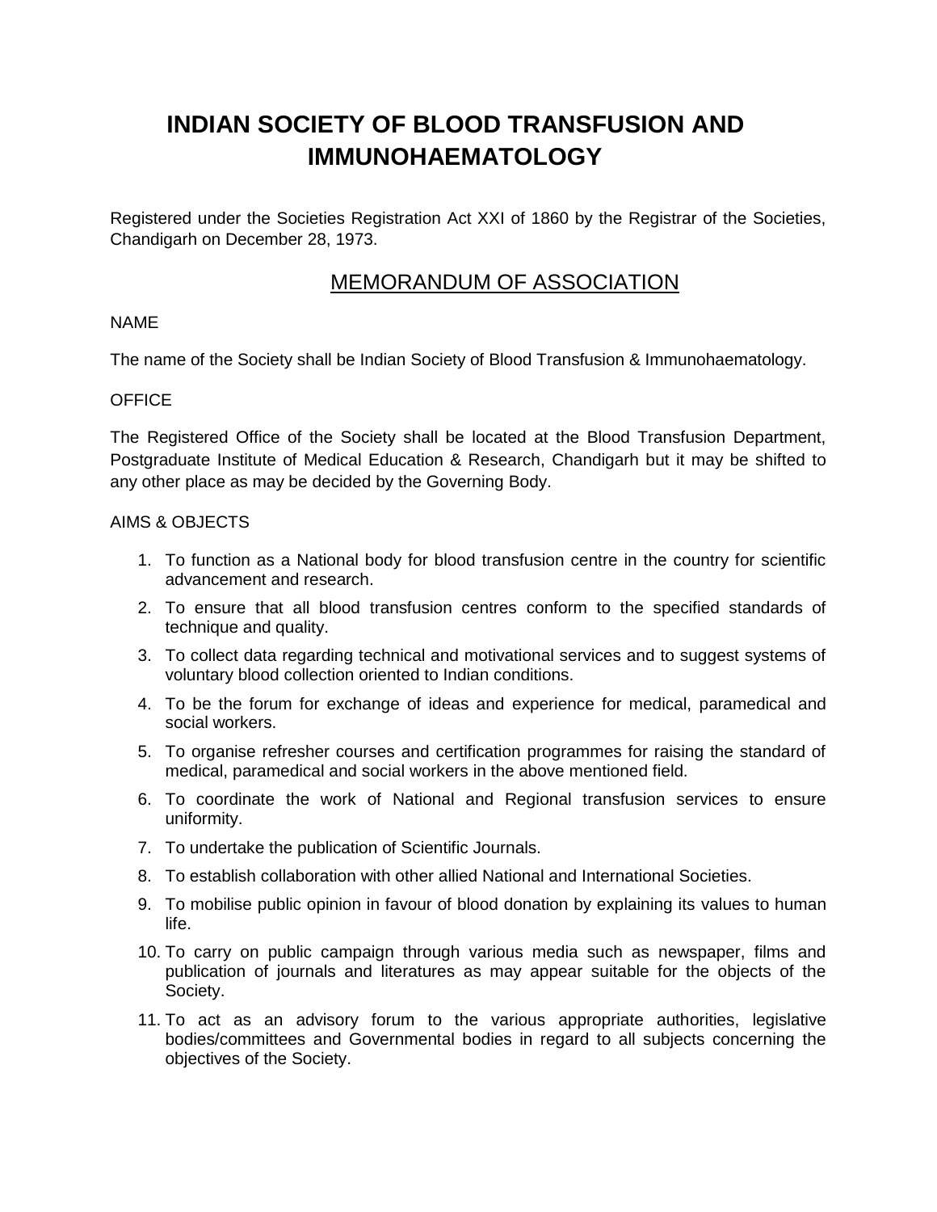# INDIAN SOCIETY OF BLOOD TRANSFUSION AND IMMUNOHAEMATOLOGY

Registered under the Societies Registration Act XXI of 1860 by the Registrar of the Societies, Chandigarh on December 28, 1973.

## MEMORANDUM OF ASSOCIATION

NAME

The name of the Society shall be Indian Society of Blood Transfusion & Immunohaematology.

OFFICE

The Registered Office of the Society shall be located at the Blood Transfusion Department, Postgraduate Institute of Medical Education & Research, Chandigarh but it may be shifted to any other place as may be decided by the Governing Body.

AIMS & OBJECTS

1. To function as a National body for blood transfusion centre in the country for scientific advancement and research.
2. To ensure that all blood transfusion centres conform to the specified standards of technique and quality.
3. To collect data regarding technical and motivational services and to suggest systems of voluntary blood collection oriented to Indian conditions.
4. To be the forum for exchange of ideas and experience for medical, paramedical and social workers.
5. To organise refresher courses and certification programmes for raising the standard of medical, paramedical and social workers in the above mentioned field.
6. To coordinate the work of National and Regional transfusion services to ensure uniformity.
7. To undertake the publication of Scientific Journals.
8. To establish collaboration with other allied National and International Societies.
9. To mobilise public opinion in favour of blood donation by explaining its values to human life.
10. To carry on public campaign through various media such as newspaper, films and publication of journals and literatures as may appear suitable for the objects of the Society.
11. To act as an advisory forum to the various appropriate authorities, legislative bodies/committees and Governmental bodies in regard to all subjects concerning the objectives of the Society.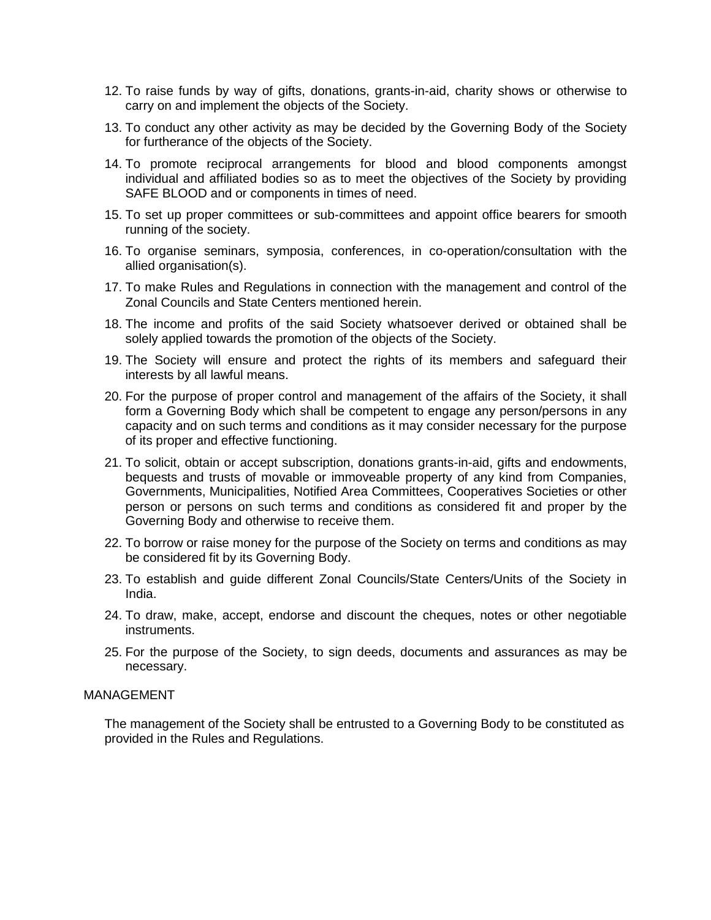12. To raise funds by way of gifts, donations, grants-in-aid, charity shows or otherwise to carry on and implement the objects of the Society.
13. To conduct any other activity as may be decided by the Governing Body of the Society for furtherance of the objects of the Society.
14. To promote reciprocal arrangements for blood and blood components amongst individual and affiliated bodies so as to meet the objectives of the Society by providing SAFE BLOOD and or components in times of need.
15. To set up proper committees or sub-committees and appoint office bearers for smooth running of the society.
16. To organise seminars, symposia, conferences, in co-operation/consultation with the allied organisation(s).
17. To make Rules and Regulations in connection with the management and control of the Zonal Councils and State Centers mentioned herein.
18. The income and profits of the said Society whatsoever derived or obtained shall be solely applied towards the promotion of the objects of the Society.
19. The Society will ensure and protect the rights of its members and safeguard their interests by all lawful means.
20. For the purpose of proper control and management of the affairs of the Society, it shall form a Governing Body which shall be competent to engage any person/persons in any capacity and on such terms and conditions as it may consider necessary for the purpose of its proper and effective functioning.
21. To solicit, obtain or accept subscription, donations grants-in-aid, gifts and endowments, bequests and trusts of movable or immoveable property of any kind from Companies, Governments, Municipalities, Notified Area Committees, Cooperatives Societies or other person or persons on such terms and conditions as considered fit and proper by the Governing Body and otherwise to receive them.
22. To borrow or raise money for the purpose of the Society on terms and conditions as may be considered fit by its Governing Body.
23. To establish and guide different Zonal Councils/State Centers/Units of the Society in India.
24. To draw, make, accept, endorse and discount the cheques, notes or other negotiable instruments.
25. For the purpose of the Society, to sign deeds, documents and assurances as may be necessary.

MANAGEMENT

The management of the Society shall be entrusted to a Governing Body to be constituted as provided in the Rules and Regulations.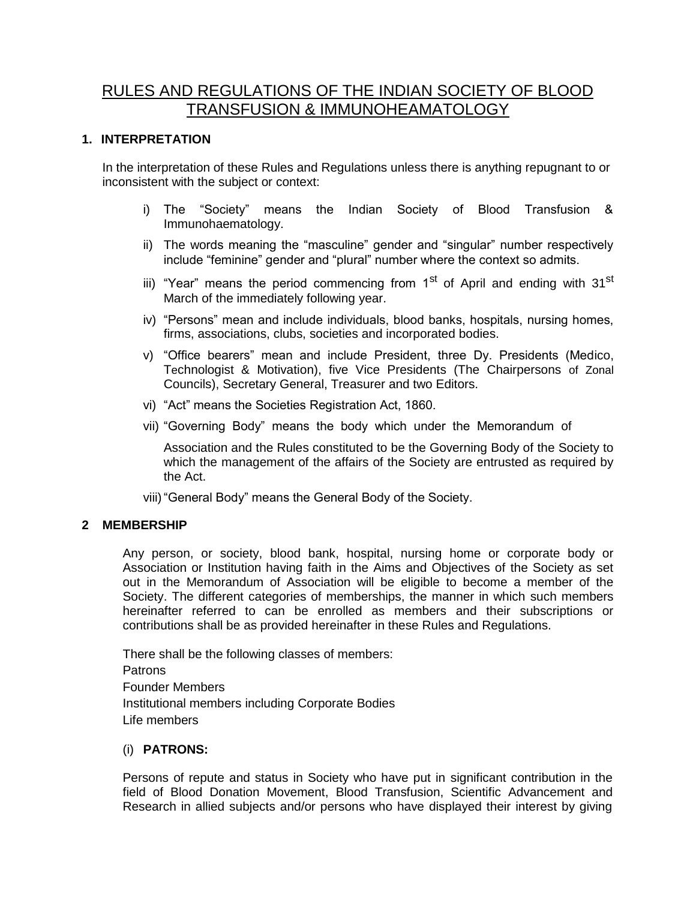# RULES AND REGULATIONS OF THE INDIAN SOCIETY OF BLOOD TRANSFUSION & IMMUNOHEAMATOLOGY

## 1. INTERPRETATION

In the interpretation of these Rules and Regulations unless there is anything repugnant to or inconsistent with the subject or context:

i) The "Society" means the Indian Society of Blood Transfusion & Immunohaematology.

ii) The words meaning the "masculine" gender and "singular" number respectively include "feminine" gender and "plural" number where the context so admits.

iii) "Year" means the period commencing from 1st of April and ending with 31st March of the immediately following year.

iv) "Persons" mean and include individuals, blood banks, hospitals, nursing homes, firms, associations, clubs, societies and incorporated bodies.

v) "Office bearers" mean and include President, three Dy. Presidents (Medico, Technologist & Motivation), five Vice Presidents (The Chairpersons of Zonal Councils), Secretary General, Treasurer and two Editors.

vi) "Act" means the Societies Registration Act, 1860.

vii) "Governing Body" means the body which under the Memorandum of Association and the Rules constituted to be the Governing Body of the Society to which the management of the affairs of the Society are entrusted as required by the Act.

viii) "General Body" means the General Body of the Society.

## 2 MEMBERSHIP

Any person, or society, blood bank, hospital, nursing home or corporate body or Association or Institution having faith in the Aims and Objectives of the Society as set out in the Memorandum of Association will be eligible to become a member of the Society. The different categories of memberships, the manner in which such members hereinafter referred to can be enrolled as members and their subscriptions or contributions shall be as provided hereinafter in these Rules and Regulations.

There shall be the following classes of members:
Patrons
Founder Members
Institutional members including Corporate Bodies
Life members

(i) **PATRONS:**

Persons of repute and status in Society who have put in significant contribution in the field of Blood Donation Movement, Blood Transfusion, Scientific Advancement and Research in allied subjects and/or persons who have displayed their interest by giving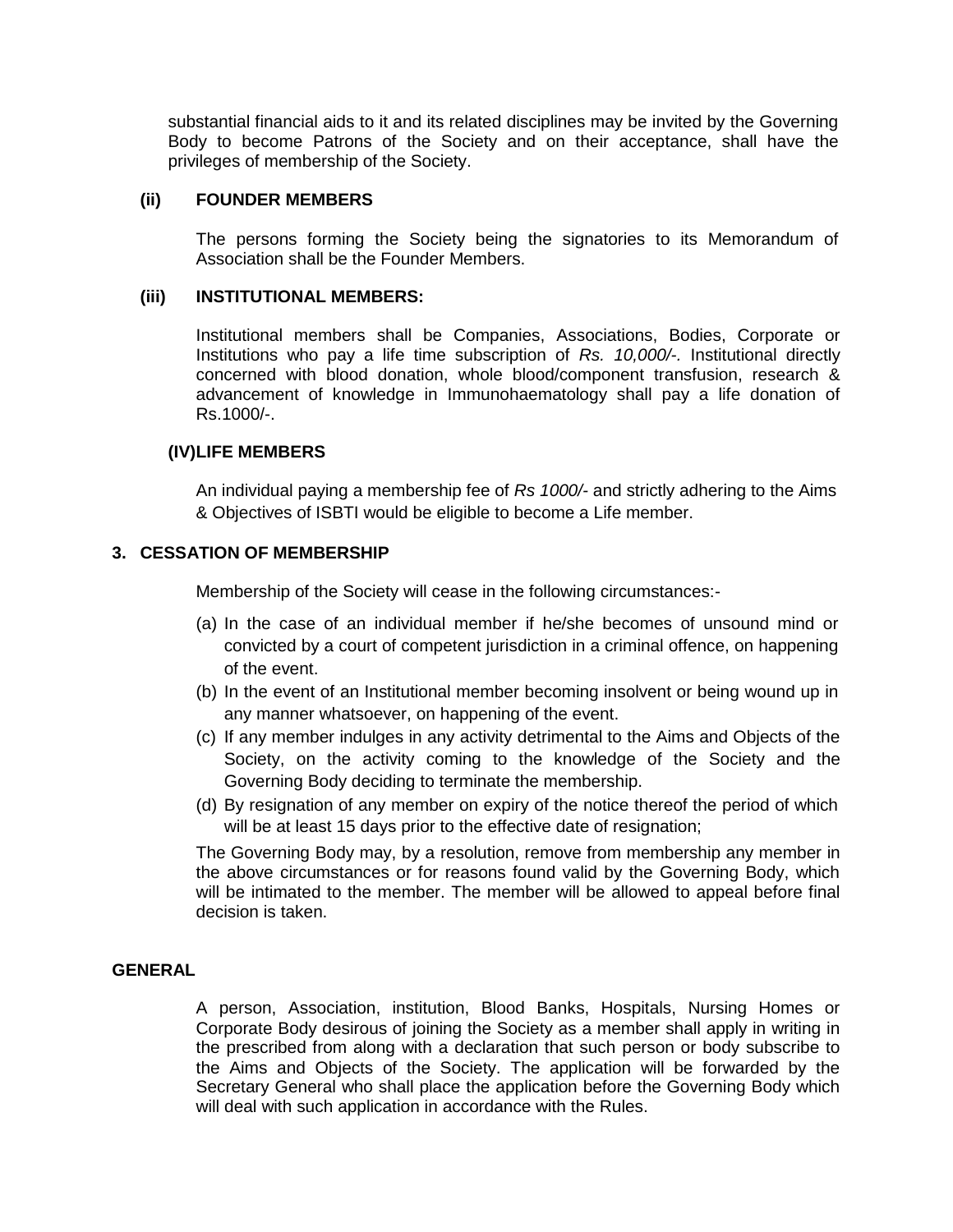substantial financial aids to it and its related disciplines may be invited by the Governing Body to become Patrons of the Society and on their acceptance, shall have the privileges of membership of the Society.

**(ii) FOUNDER MEMBERS**

The persons forming the Society being the signatories to its Memorandum of Association shall be the Founder Members.

**(iii) INSTITUTIONAL MEMBERS:**

Institutional members shall be Companies, Associations, Bodies, Corporate or Institutions who pay a life time subscription of *Rs. 10,000/-.* Institutional directly concerned with blood donation, whole blood/component transfusion, research & advancement of knowledge in Immunohaematology shall pay a life donation of Rs.1000/-.

**(IV)LIFE MEMBERS**

An individual paying a membership fee of *Rs 1000/-* and strictly adhering to the Aims & Objectives of ISBTI would be eligible to become a Life member.

**3. CESSATION OF MEMBERSHIP**

Membership of the Society will cease in the following circumstances:-

(a) In the case of an individual member if he/she becomes of unsound mind or convicted by a court of competent jurisdiction in a criminal offence, on happening of the event.
(b) In the event of an Institutional member becoming insolvent or being wound up in any manner whatsoever, on happening of the event.
(c) If any member indulges in any activity detrimental to the Aims and Objects of the Society, on the activity coming to the knowledge of the Society and the Governing Body deciding to terminate the membership.
(d) By resignation of any member on expiry of the notice thereof the period of which will be at least 15 days prior to the effective date of resignation;

The Governing Body may, by a resolution, remove from membership any member in the above circumstances or for reasons found valid by the Governing Body, which will be intimated to the member. The member will be allowed to appeal before final decision is taken.

**GENERAL**

A person, Association, institution, Blood Banks, Hospitals, Nursing Homes or Corporate Body desirous of joining the Society as a member shall apply in writing in the prescribed from along with a declaration that such person or body subscribe to the Aims and Objects of the Society. The application will be forwarded by the Secretary General who shall place the application before the Governing Body which will deal with such application in accordance with the Rules.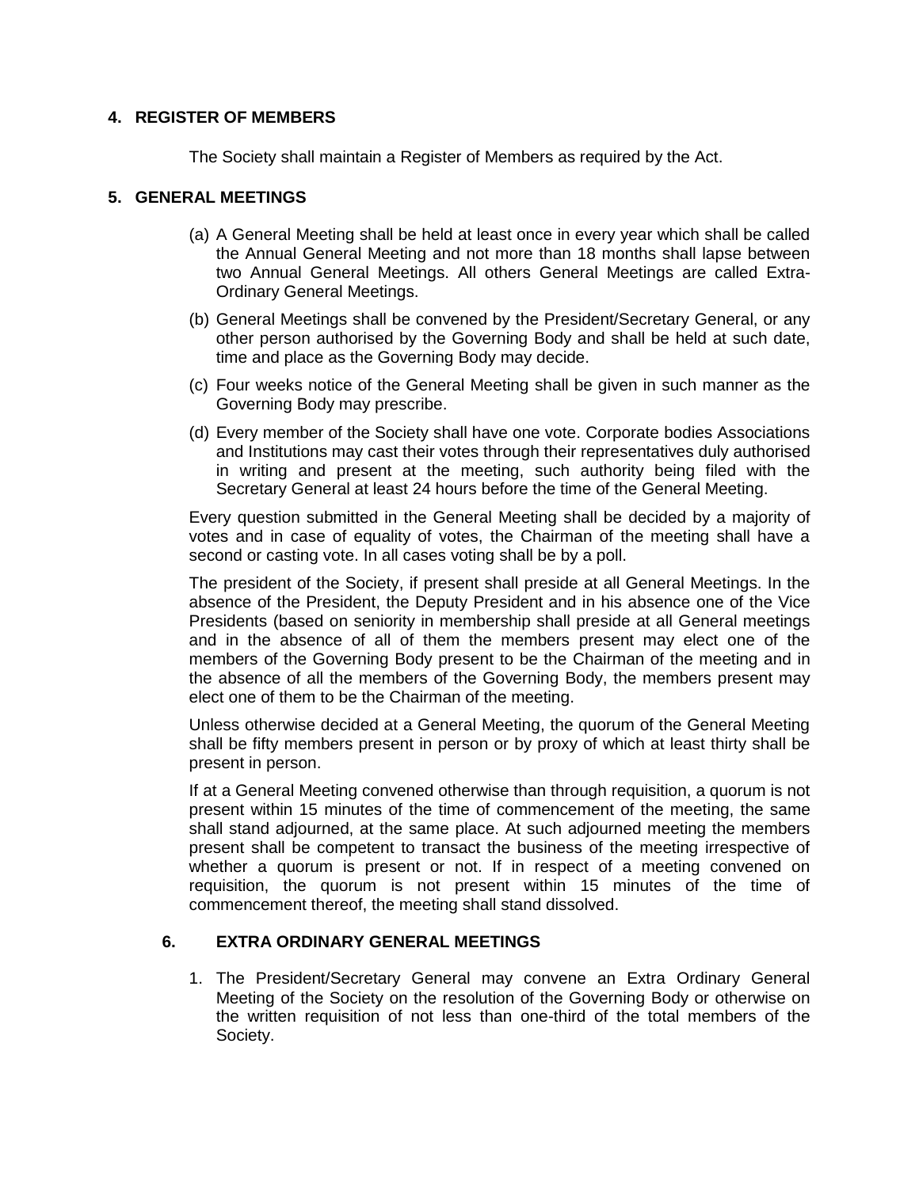## 4. REGISTER OF MEMBERS

The Society shall maintain a Register of Members as required by the Act.

## 5. GENERAL MEETINGS

(a) A General Meeting shall be held at least once in every year which shall be called the Annual General Meeting and not more than 18 months shall lapse between two Annual General Meetings. All others General Meetings are called Extra-Ordinary General Meetings.

(b) General Meetings shall be convened by the President/Secretary General, or any other person authorised by the Governing Body and shall be held at such date, time and place as the Governing Body may decide.

(c) Four weeks notice of the General Meeting shall be given in such manner as the Governing Body may prescribe.

(d) Every member of the Society shall have one vote. Corporate bodies Associations and Institutions may cast their votes through their representatives duly authorised in writing and present at the meeting, such authority being filed with the Secretary General at least 24 hours before the time of the General Meeting.

Every question submitted in the General Meeting shall be decided by a majority of votes and in case of equality of votes, the Chairman of the meeting shall have a second or casting vote. In all cases voting shall be by a poll.

The president of the Society, if present shall preside at all General Meetings. In the absence of the President, the Deputy President and in his absence one of the Vice Presidents (based on seniority in membership shall preside at all General meetings and in the absence of all of them the members present may elect one of the members of the Governing Body present to be the Chairman of the meeting and in the absence of all the members of the Governing Body, the members present may elect one of them to be the Chairman of the meeting.

Unless otherwise decided at a General Meeting, the quorum of the General Meeting shall be fifty members present in person or by proxy of which at least thirty shall be present in person.

If at a General Meeting convened otherwise than through requisition, a quorum is not present within 15 minutes of the time of commencement of the meeting, the same shall stand adjourned, at the same place. At such adjourned meeting the members present shall be competent to transact the business of the meeting irrespective of whether a quorum is present or not. If in respect of a meeting convened on requisition, the quorum is not present within 15 minutes of the time of commencement thereof, the meeting shall stand dissolved.

## 6. EXTRA ORDINARY GENERAL MEETINGS

1. The President/Secretary General may convene an Extra Ordinary General Meeting of the Society on the resolution of the Governing Body or otherwise on the written requisition of not less than one-third of the total members of the Society.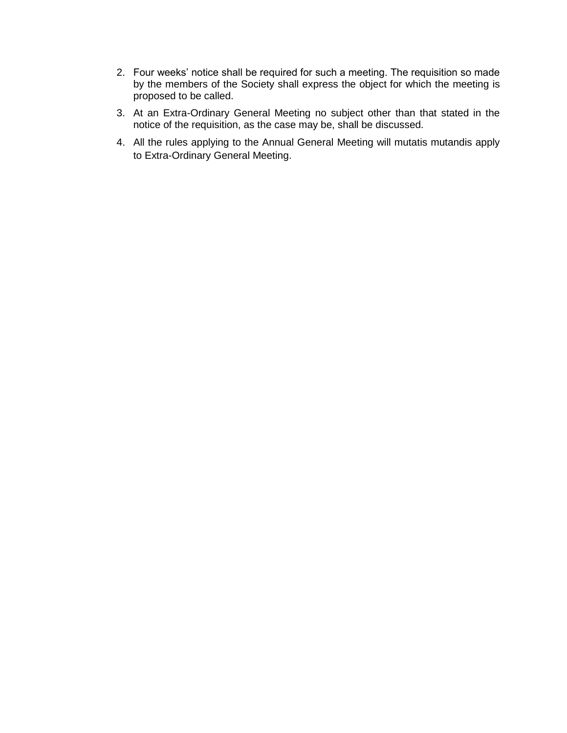2. Four weeks' notice shall be required for such a meeting. The requisition so made by the members of the Society shall express the object for which the meeting is proposed to be called.
3. At an Extra-Ordinary General Meeting no subject other than that stated in the notice of the requisition, as the case may be, shall be discussed.
4. All the rules applying to the Annual General Meeting will mutatis mutandis apply to Extra-Ordinary General Meeting.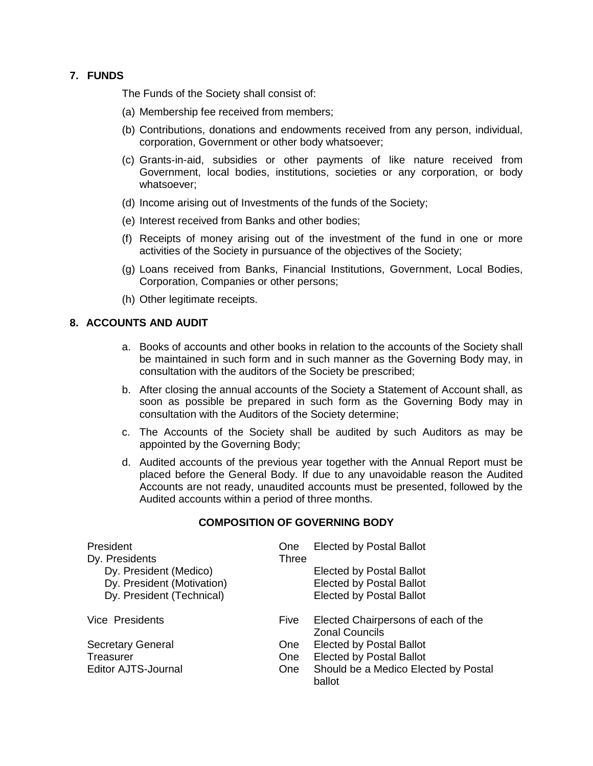## 7. FUNDS

The Funds of the Society shall consist of:

(a) Membership fee received from members;

(b) Contributions, donations and endowments received from any person, individual, corporation, Government or other body whatsoever;

(c) Grants-in-aid, subsidies or other payments of like nature received from Government, local bodies, institutions, societies or any corporation, or body whatsoever;

(d) Income arising out of Investments of the funds of the Society;

(e) Interest received from Banks and other bodies;

(f) Receipts of money arising out of the investment of the fund in one or more activities of the Society in pursuance of the objectives of the Society;

(g) Loans received from Banks, Financial Institutions, Government, Local Bodies, Corporation, Companies or other persons;

(h) Other legitimate receipts.

## 8. ACCOUNTS AND AUDIT

a. Books of accounts and other books in relation to the accounts of the Society shall be maintained in such form and in such manner as the Governing Body may, in consultation with the auditors of the Society be prescribed;

b. After closing the annual accounts of the Society a Statement of Account shall, as soon as possible be prepared in such form as the Governing Body may in consultation with the Auditors of the Society determine;

c. The Accounts of the Society shall be audited by such Auditors as may be appointed by the Governing Body;

d. Audited accounts of the previous year together with the Annual Report must be placed before the General Body. If due to any unavoidable reason the Audited Accounts are not ready, unaudited accounts must be presented, followed by the Audited accounts within a period of three months.

### COMPOSITION OF GOVERNING BODY

| Position | Number | Mode |
|---|---|---|
| President | One | Elected by Postal Ballot |
| Dy. Presidents | Three | |
| Dy. President (Medico) | | Elected by Postal Ballot |
| Dy. President (Motivation) | | Elected by Postal Ballot |
| Dy. President (Technical) | | Elected by Postal Ballot |
| Vice Presidents | Five | Elected Chairpersons of each of the Zonal Councils |
| Secretary General | One | Elected by Postal Ballot |
| Treasurer | One | Elected by Postal Ballot |
| Editor AJTS-Journal | One | Should be a Medico Elected by Postal ballot |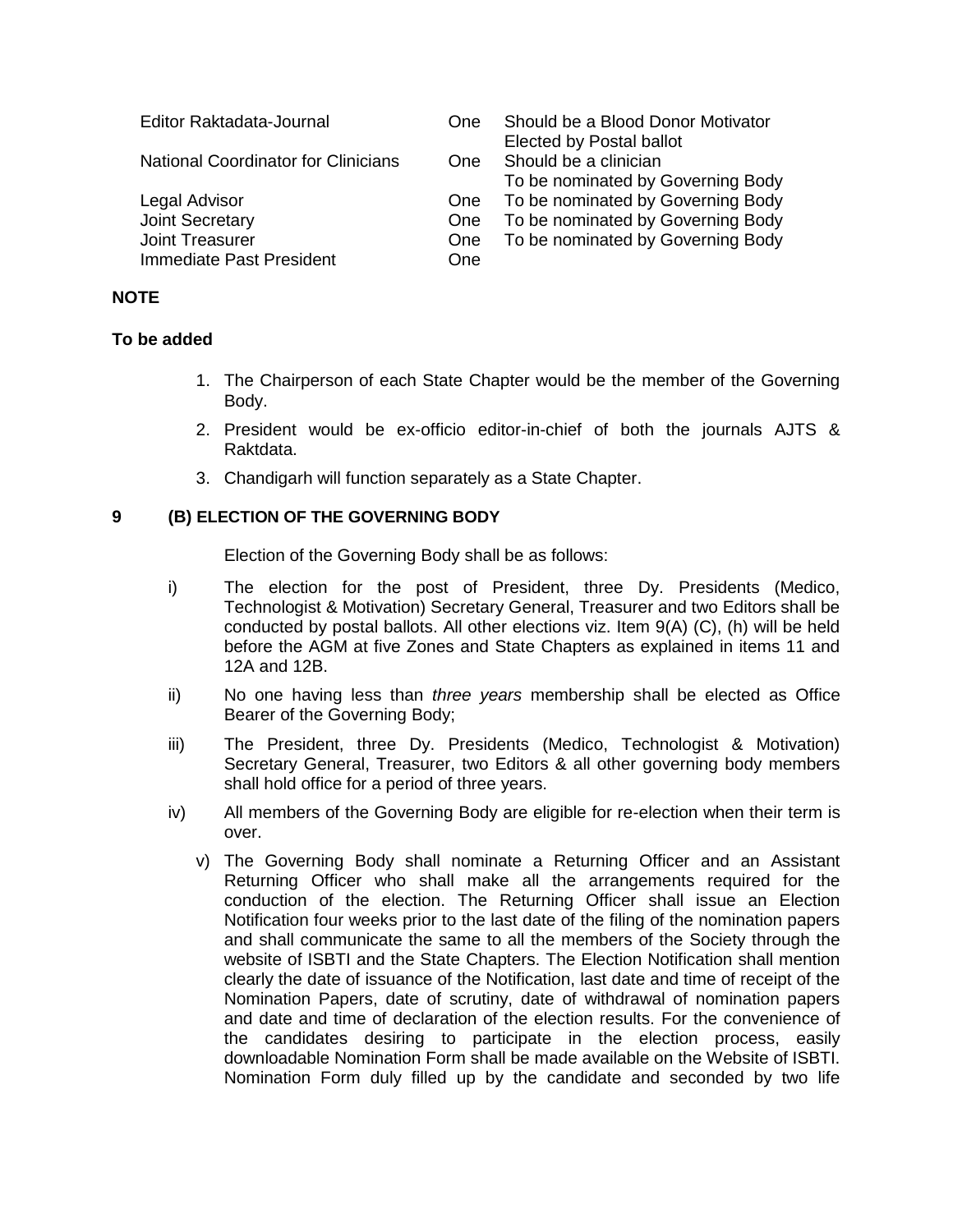| | | |
|---|---|---|
| Editor Raktadata-Journal | One | Should be a Blood Donor Motivator<br>Elected by Postal ballot |
| National Coordinator for Clinicians | One | Should be a clinician<br>To be nominated by Governing Body |
| Legal Advisor | One | To be nominated by Governing Body |
| Joint Secretary | One | To be nominated by Governing Body |
| Joint Treasurer | One | To be nominated by Governing Body |
| Immediate Past President | One | |

**NOTE**

**To be added**

1. The Chairperson of each State Chapter would be the member of the Governing Body.
2. President would be ex-officio editor-in-chief of both the journals AJTS & Raktdata.
3. Chandigarh will function separately as a State Chapter.

**9 (B) ELECTION OF THE GOVERNING BODY**

Election of the Governing Body shall be as follows:

i) The election for the post of President, three Dy. Presidents (Medico, Technologist & Motivation) Secretary General, Treasurer and two Editors shall be conducted by postal ballots. All other elections viz. Item 9(A) (C), (h) will be held before the AGM at five Zones and State Chapters as explained in items 11 and 12A and 12B.

ii) No one having less than *three years* membership shall be elected as Office Bearer of the Governing Body;

iii) The President, three Dy. Presidents (Medico, Technologist & Motivation) Secretary General, Treasurer, two Editors & all other governing body members shall hold office for a period of three years.

iv) All members of the Governing Body are eligible for re-election when their term is over.

v) The Governing Body shall nominate a Returning Officer and an Assistant Returning Officer who shall make all the arrangements required for the conduction of the election. The Returning Officer shall issue an Election Notification four weeks prior to the last date of the filing of the nomination papers and shall communicate the same to all the members of the Society through the website of ISBTI and the State Chapters. The Election Notification shall mention clearly the date of issuance of the Notification, last date and time of receipt of the Nomination Papers, date of scrutiny, date of withdrawal of nomination papers and date and time of declaration of the election results. For the convenience of the candidates desiring to participate in the election process, easily downloadable Nomination Form shall be made available on the Website of ISBTI. Nomination Form duly filled up by the candidate and seconded by two life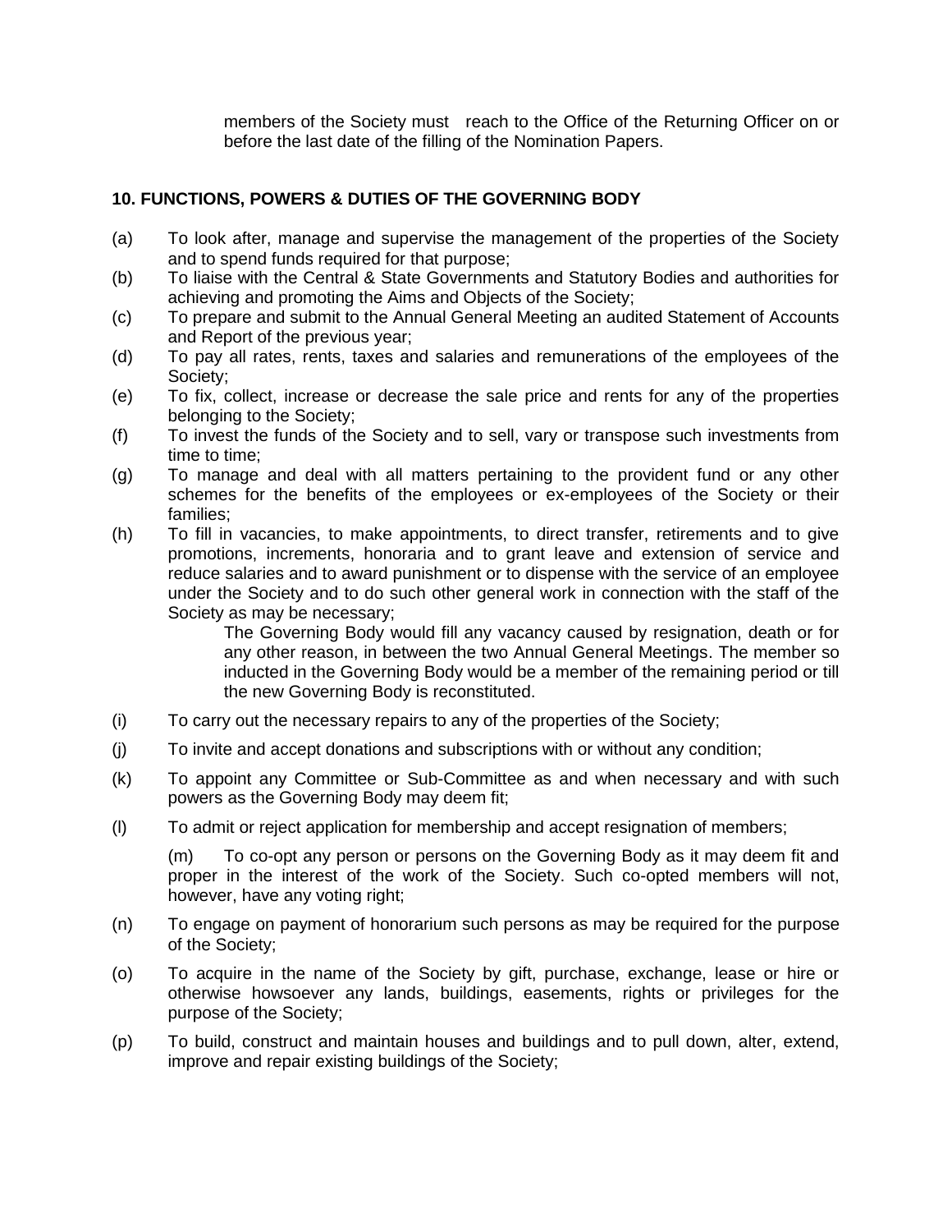members of the Society must reach to the Office of the Returning Officer on or before the last date of the filling of the Nomination Papers.

**10. FUNCTIONS, POWERS & DUTIES OF THE GOVERNING BODY**

(a) To look after, manage and supervise the management of the properties of the Society and to spend funds required for that purpose;

(b) To liaise with the Central & State Governments and Statutory Bodies and authorities for achieving and promoting the Aims and Objects of the Society;

(c) To prepare and submit to the Annual General Meeting an audited Statement of Accounts and Report of the previous year;

(d) To pay all rates, rents, taxes and salaries and remunerations of the employees of the Society;

(e) To fix, collect, increase or decrease the sale price and rents for any of the properties belonging to the Society;

(f) To invest the funds of the Society and to sell, vary or transpose such investments from time to time;

(g) To manage and deal with all matters pertaining to the provident fund or any other schemes for the benefits of the employees or ex-employees of the Society or their families;

(h) To fill in vacancies, to make appointments, to direct transfer, retirements and to give promotions, increments, honoraria and to grant leave and extension of service and reduce salaries and to award punishment or to dispense with the service of an employee under the Society and to do such other general work in connection with the staff of the Society as may be necessary;

   The Governing Body would fill any vacancy caused by resignation, death or for any other reason, in between the two Annual General Meetings. The member so inducted in the Governing Body would be a member of the remaining period or till the new Governing Body is reconstituted.

(i) To carry out the necessary repairs to any of the properties of the Society;

(j) To invite and accept donations and subscriptions with or without any condition;

(k) To appoint any Committee or Sub-Committee as and when necessary and with such powers as the Governing Body may deem fit;

(l) To admit or reject application for membership and accept resignation of members;

(m) To co-opt any person or persons on the Governing Body as it may deem fit and proper in the interest of the work of the Society. Such co-opted members will not, however, have any voting right;

(n) To engage on payment of honorarium such persons as may be required for the purpose of the Society;

(o) To acquire in the name of the Society by gift, purchase, exchange, lease or hire or otherwise howsoever any lands, buildings, easements, rights or privileges for the purpose of the Society;

(p) To build, construct and maintain houses and buildings and to pull down, alter, extend, improve and repair existing buildings of the Society;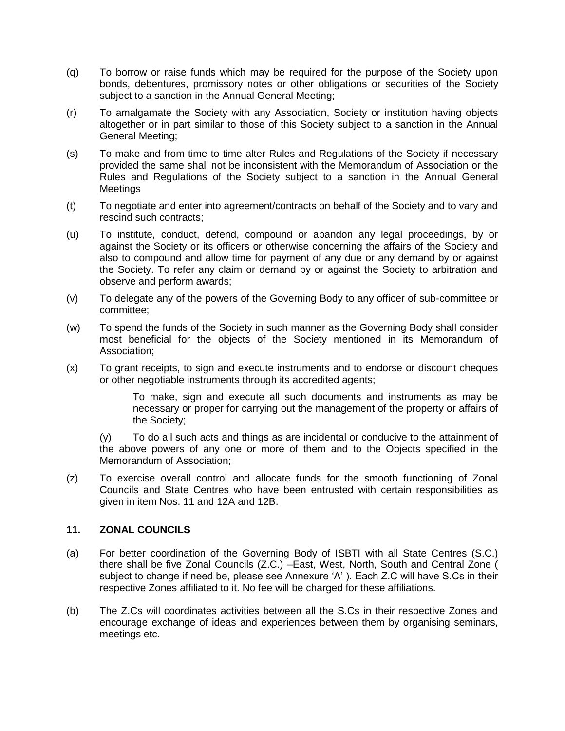(q) To borrow or raise funds which may be required for the purpose of the Society upon bonds, debentures, promissory notes or other obligations or securities of the Society subject to a sanction in the Annual General Meeting;

(r) To amalgamate the Society with any Association, Society or institution having objects altogether or in part similar to those of this Society subject to a sanction in the Annual General Meeting;

(s) To make and from time to time alter Rules and Regulations of the Society if necessary provided the same shall not be inconsistent with the Memorandum of Association or the Rules and Regulations of the Society subject to a sanction in the Annual General Meetings

(t) To negotiate and enter into agreement/contracts on behalf of the Society and to vary and rescind such contracts;

(u) To institute, conduct, defend, compound or abandon any legal proceedings, by or against the Society or its officers or otherwise concerning the affairs of the Society and also to compound and allow time for payment of any due or any demand by or against the Society. To refer any claim or demand by or against the Society to arbitration and observe and perform awards;

(v) To delegate any of the powers of the Governing Body to any officer of sub-committee or committee;

(w) To spend the funds of the Society in such manner as the Governing Body shall consider most beneficial for the objects of the Society mentioned in its Memorandum of Association;

(x) To grant receipts, to sign and execute instruments and to endorse or discount cheques or other negotiable instruments through its accredited agents;

To make, sign and execute all such documents and instruments as may be necessary or proper for carrying out the management of the property or affairs of the Society;

(y) To do all such acts and things as are incidental or conducive to the attainment of the above powers of any one or more of them and to the Objects specified in the Memorandum of Association;

(z) To exercise overall control and allocate funds for the smooth functioning of Zonal Councils and State Centres who have been entrusted with certain responsibilities as given in item Nos. 11 and 12A and 12B.

**11. ZONAL COUNCILS**

(a) For better coordination of the Governing Body of ISBTI with all State Centres (S.C.) there shall be five Zonal Councils (Z.C.) –East, West, North, South and Central Zone ( subject to change if need be, please see Annexure 'A' ). Each Z.C will have S.Cs in their respective Zones affiliated to it. No fee will be charged for these affiliations.

(b) The Z.Cs will coordinates activities between all the S.Cs in their respective Zones and encourage exchange of ideas and experiences between them by organising seminars, meetings etc.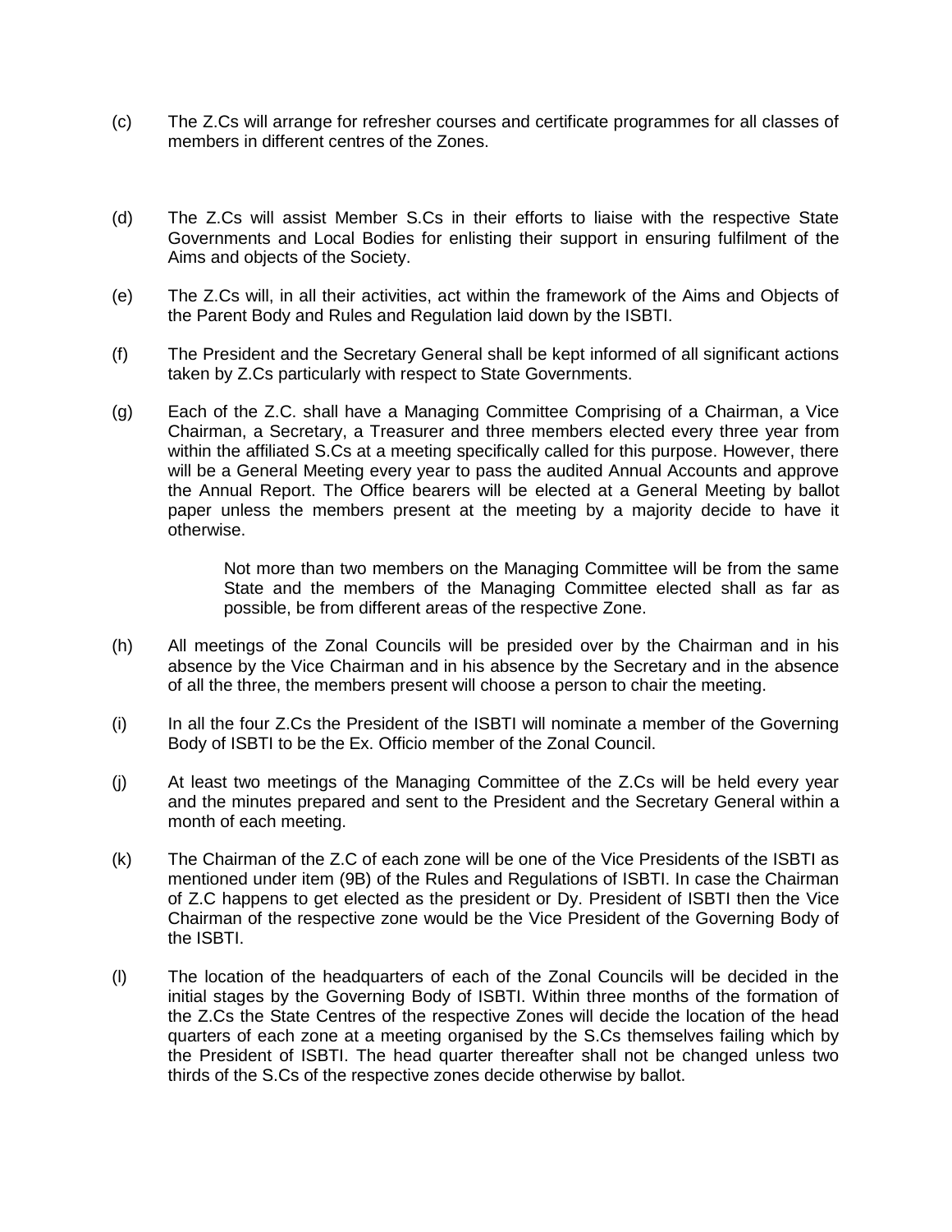(c) The Z.Cs will arrange for refresher courses and certificate programmes for all classes of members in different centres of the Zones.

(d) The Z.Cs will assist Member S.Cs in their efforts to liaise with the respective State Governments and Local Bodies for enlisting their support in ensuring fulfilment of the Aims and objects of the Society.

(e) The Z.Cs will, in all their activities, act within the framework of the Aims and Objects of the Parent Body and Rules and Regulation laid down by the ISBTI.

(f) The President and the Secretary General shall be kept informed of all significant actions taken by Z.Cs particularly with respect to State Governments.

(g) Each of the Z.C. shall have a Managing Committee Comprising of a Chairman, a Vice Chairman, a Secretary, a Treasurer and three members elected every three year from within the affiliated S.Cs at a meeting specifically called for this purpose. However, there will be a General Meeting every year to pass the audited Annual Accounts and approve the Annual Report. The Office bearers will be elected at a General Meeting by ballot paper unless the members present at the meeting by a majority decide to have it otherwise.

    Not more than two members on the Managing Committee will be from the same State and the members of the Managing Committee elected shall as far as possible, be from different areas of the respective Zone.

(h) All meetings of the Zonal Councils will be presided over by the Chairman and in his absence by the Vice Chairman and in his absence by the Secretary and in the absence of all the three, the members present will choose a person to chair the meeting.

(i) In all the four Z.Cs the President of the ISBTI will nominate a member of the Governing Body of ISBTI to be the Ex. Officio member of the Zonal Council.

(j) At least two meetings of the Managing Committee of the Z.Cs will be held every year and the minutes prepared and sent to the President and the Secretary General within a month of each meeting.

(k) The Chairman of the Z.C of each zone will be one of the Vice Presidents of the ISBTI as mentioned under item (9B) of the Rules and Regulations of ISBTI. In case the Chairman of Z.C happens to get elected as the president or Dy. President of ISBTI then the Vice Chairman of the respective zone would be the Vice President of the Governing Body of the ISBTI.

(l) The location of the headquarters of each of the Zonal Councils will be decided in the initial stages by the Governing Body of ISBTI. Within three months of the formation of the Z.Cs the State Centres of the respective Zones will decide the location of the head quarters of each zone at a meeting organised by the S.Cs themselves failing which by the President of ISBTI. The head quarter thereafter shall not be changed unless two thirds of the S.Cs of the respective zones decide otherwise by ballot.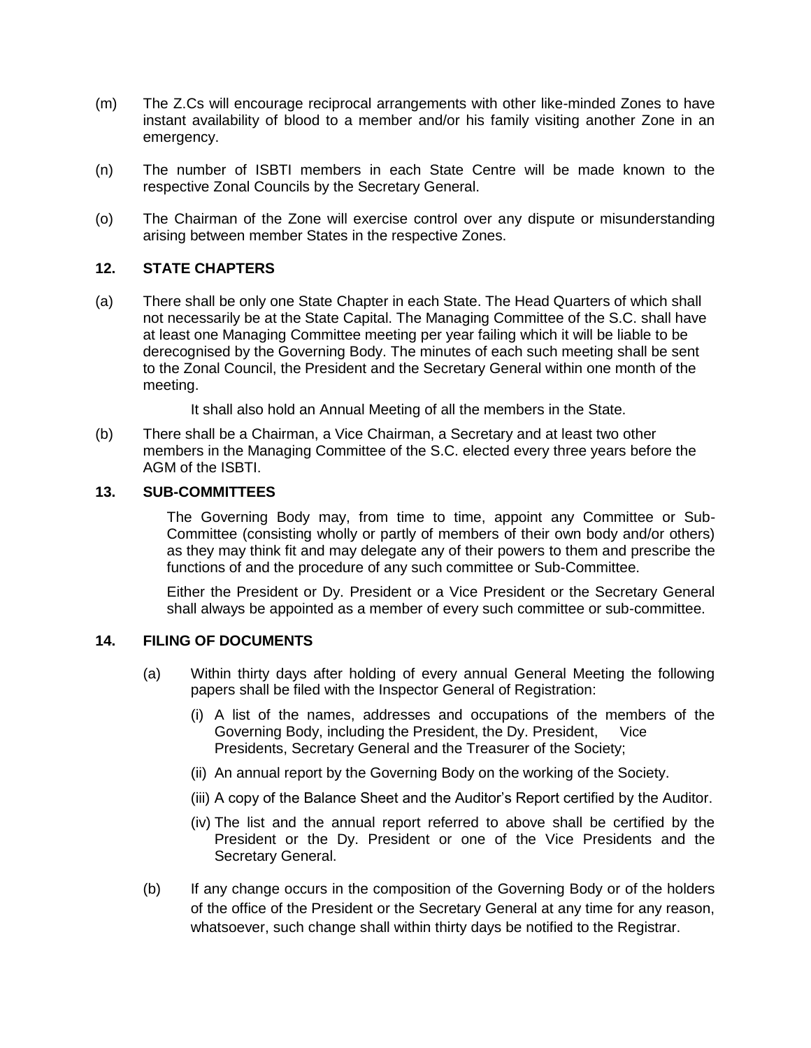(m) The Z.Cs will encourage reciprocal arrangements with other like-minded Zones to have instant availability of blood to a member and/or his family visiting another Zone in an emergency.

(n) The number of ISBTI members in each State Centre will be made known to the respective Zonal Councils by the Secretary General.

(o) The Chairman of the Zone will exercise control over any dispute or misunderstanding arising between member States in the respective Zones.

## 12. STATE CHAPTERS

(a) There shall be only one State Chapter in each State. The Head Quarters of which shall not necessarily be at the State Capital. The Managing Committee of the S.C. shall have at least one Managing Committee meeting per year failing which it will be liable to be derecognised by the Governing Body. The minutes of each such meeting shall be sent to the Zonal Council, the President and the Secretary General within one month of the meeting.

It shall also hold an Annual Meeting of all the members in the State.

(b) There shall be a Chairman, a Vice Chairman, a Secretary and at least two other members in the Managing Committee of the S.C. elected every three years before the AGM of the ISBTI.

## 13. SUB-COMMITTEES

The Governing Body may, from time to time, appoint any Committee or Sub-Committee (consisting wholly or partly of members of their own body and/or others) as they may think fit and may delegate any of their powers to them and prescribe the functions of and the procedure of any such committee or Sub-Committee.

Either the President or Dy. President or a Vice President or the Secretary General shall always be appointed as a member of every such committee or sub-committee.

## 14. FILING OF DOCUMENTS

(a) Within thirty days after holding of every annual General Meeting the following papers shall be filed with the Inspector General of Registration:

- (i) A list of the names, addresses and occupations of the members of the Governing Body, including the President, the Dy. President, Vice Presidents, Secretary General and the Treasurer of the Society;
- (ii) An annual report by the Governing Body on the working of the Society.
- (iii) A copy of the Balance Sheet and the Auditor's Report certified by the Auditor.
- (iv) The list and the annual report referred to above shall be certified by the President or the Dy. President or one of the Vice Presidents and the Secretary General.

(b) If any change occurs in the composition of the Governing Body or of the holders of the office of the President or the Secretary General at any time for any reason, whatsoever, such change shall within thirty days be notified to the Registrar.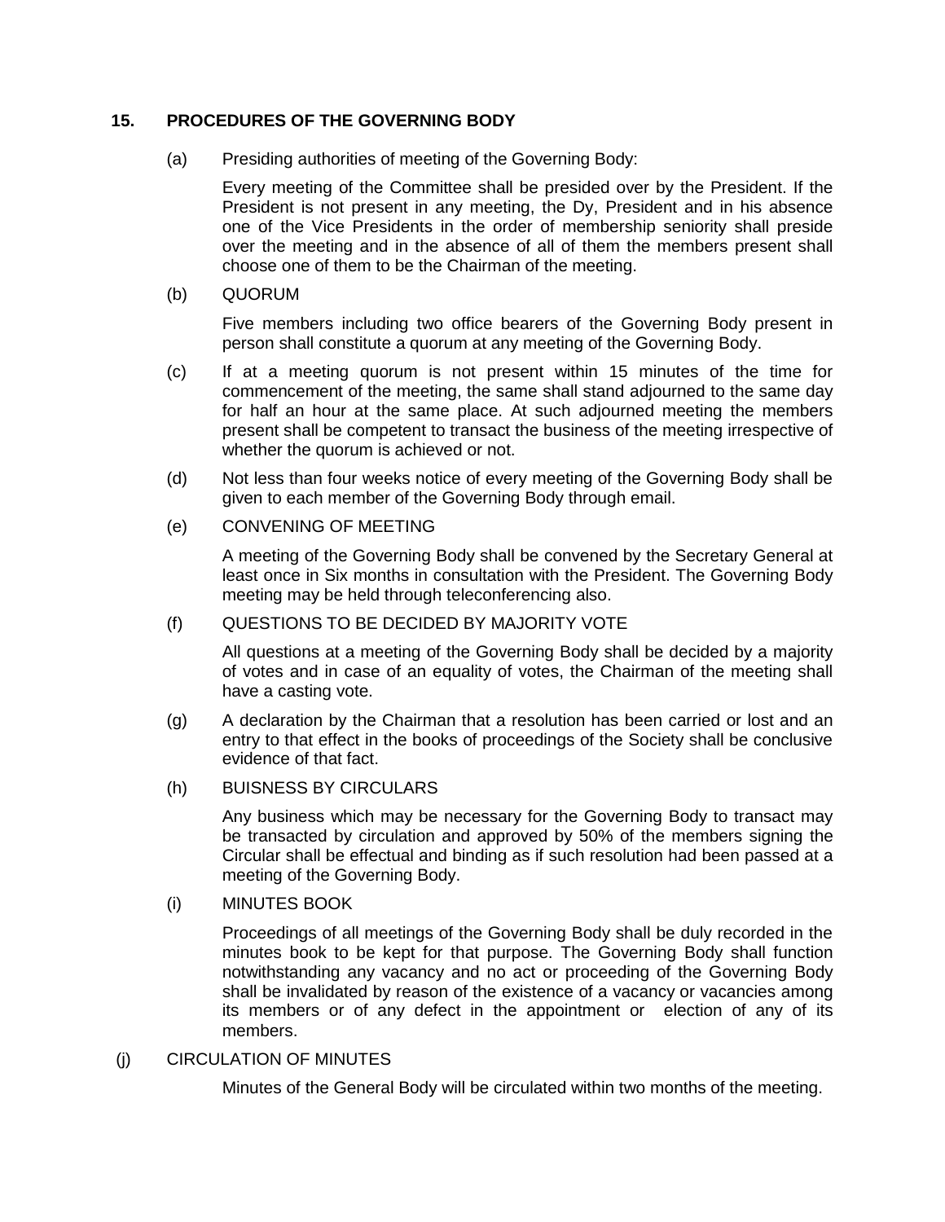## 15. PROCEDURES OF THE GOVERNING BODY

(a) Presiding authorities of meeting of the Governing Body:

Every meeting of the Committee shall be presided over by the President. If the President is not present in any meeting, the Dy, President and in his absence one of the Vice Presidents in the order of membership seniority shall preside over the meeting and in the absence of all of them the members present shall choose one of them to be the Chairman of the meeting.

(b) QUORUM

Five members including two office bearers of the Governing Body present in person shall constitute a quorum at any meeting of the Governing Body.

(c) If at a meeting quorum is not present within 15 minutes of the time for commencement of the meeting, the same shall stand adjourned to the same day for half an hour at the same place. At such adjourned meeting the members present shall be competent to transact the business of the meeting irrespective of whether the quorum is achieved or not.

(d) Not less than four weeks notice of every meeting of the Governing Body shall be given to each member of the Governing Body through email.

(e) CONVENING OF MEETING

A meeting of the Governing Body shall be convened by the Secretary General at least once in Six months in consultation with the President. The Governing Body meeting may be held through teleconferencing also.

(f) QUESTIONS TO BE DECIDED BY MAJORITY VOTE

All questions at a meeting of the Governing Body shall be decided by a majority of votes and in case of an equality of votes, the Chairman of the meeting shall have a casting vote.

(g) A declaration by the Chairman that a resolution has been carried or lost and an entry to that effect in the books of proceedings of the Society shall be conclusive evidence of that fact.

(h) BUISNESS BY CIRCULARS

Any business which may be necessary for the Governing Body to transact may be transacted by circulation and approved by 50% of the members signing the Circular shall be effectual and binding as if such resolution had been passed at a meeting of the Governing Body.

(i) MINUTES BOOK

Proceedings of all meetings of the Governing Body shall be duly recorded in the minutes book to be kept for that purpose. The Governing Body shall function notwithstanding any vacancy and no act or proceeding of the Governing Body shall be invalidated by reason of the existence of a vacancy or vacancies among its members or of any defect in the appointment or election of any of its members.

(j) CIRCULATION OF MINUTES

Minutes of the General Body will be circulated within two months of the meeting.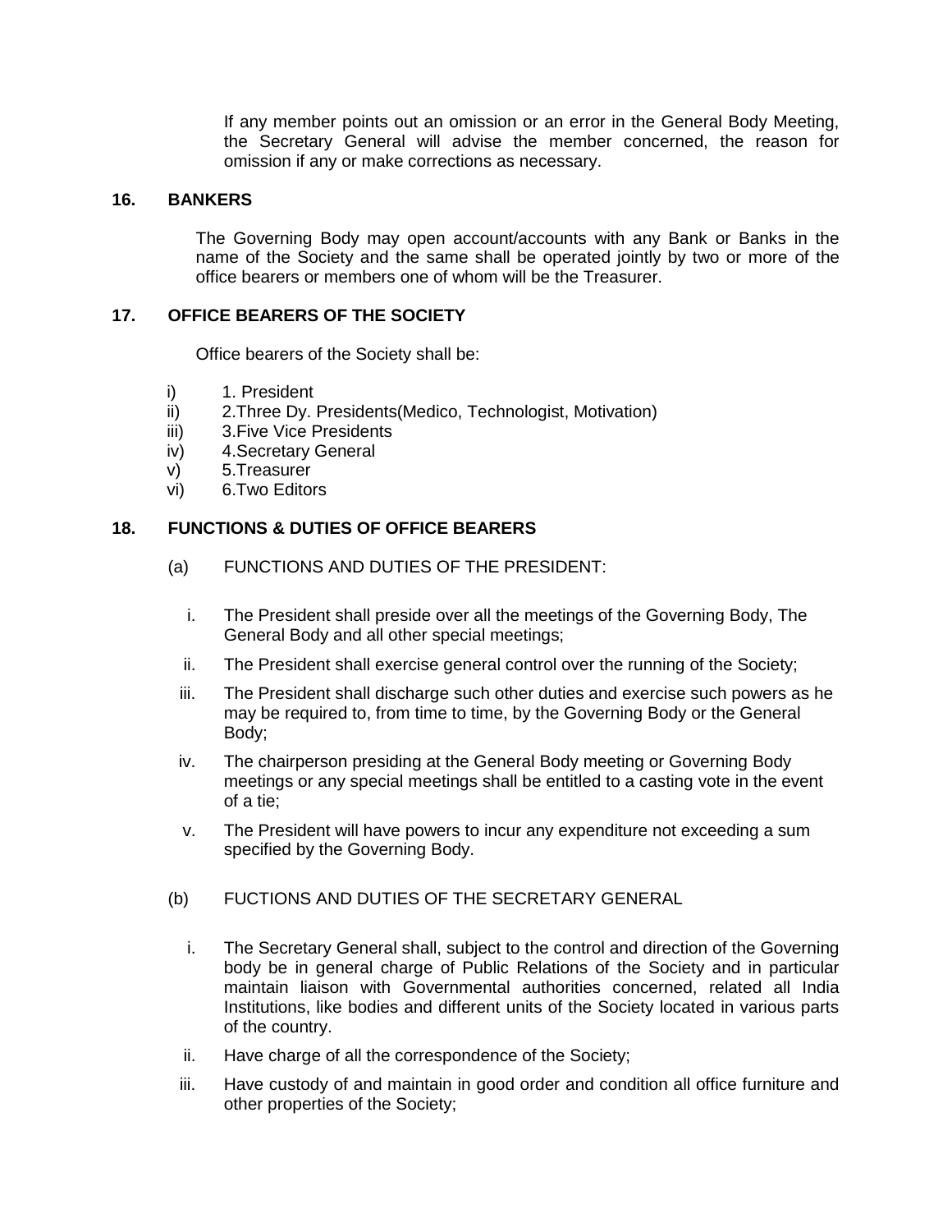If any member points out an omission or an error in the General Body Meeting, the Secretary General will advise the member concerned, the reason for omission if any or make corrections as necessary.

## 16. BANKERS

The Governing Body may open account/accounts with any Bank or Banks in the name of the Society and the same shall be operated jointly by two or more of the office bearers or members one of whom will be the Treasurer.

## 17. OFFICE BEARERS OF THE SOCIETY

Office bearers of the Society shall be:

i) 1. President
ii) 2.Three Dy. Presidents(Medico, Technologist, Motivation)
iii) 3.Five Vice Presidents
iv) 4.Secretary General
v) 5.Treasurer
vi) 6.Two Editors

## 18. FUNCTIONS & DUTIES OF OFFICE BEARERS

(a) FUNCTIONS AND DUTIES OF THE PRESIDENT:

i. The President shall preside over all the meetings of the Governing Body, The General Body and all other special meetings;

ii. The President shall exercise general control over the running of the Society;

iii. The President shall discharge such other duties and exercise such powers as he may be required to, from time to time, by the Governing Body or the General Body;

iv. The chairperson presiding at the General Body meeting or Governing Body meetings or any special meetings shall be entitled to a casting vote in the event of a tie;

v. The President will have powers to incur any expenditure not exceeding a sum specified by the Governing Body.

(b) FUCTIONS AND DUTIES OF THE SECRETARY GENERAL

i. The Secretary General shall, subject to the control and direction of the Governing body be in general charge of Public Relations of the Society and in particular maintain liaison with Governmental authorities concerned, related all India Institutions, like bodies and different units of the Society located in various parts of the country.

ii. Have charge of all the correspondence of the Society;

iii. Have custody of and maintain in good order and condition all office furniture and other properties of the Society;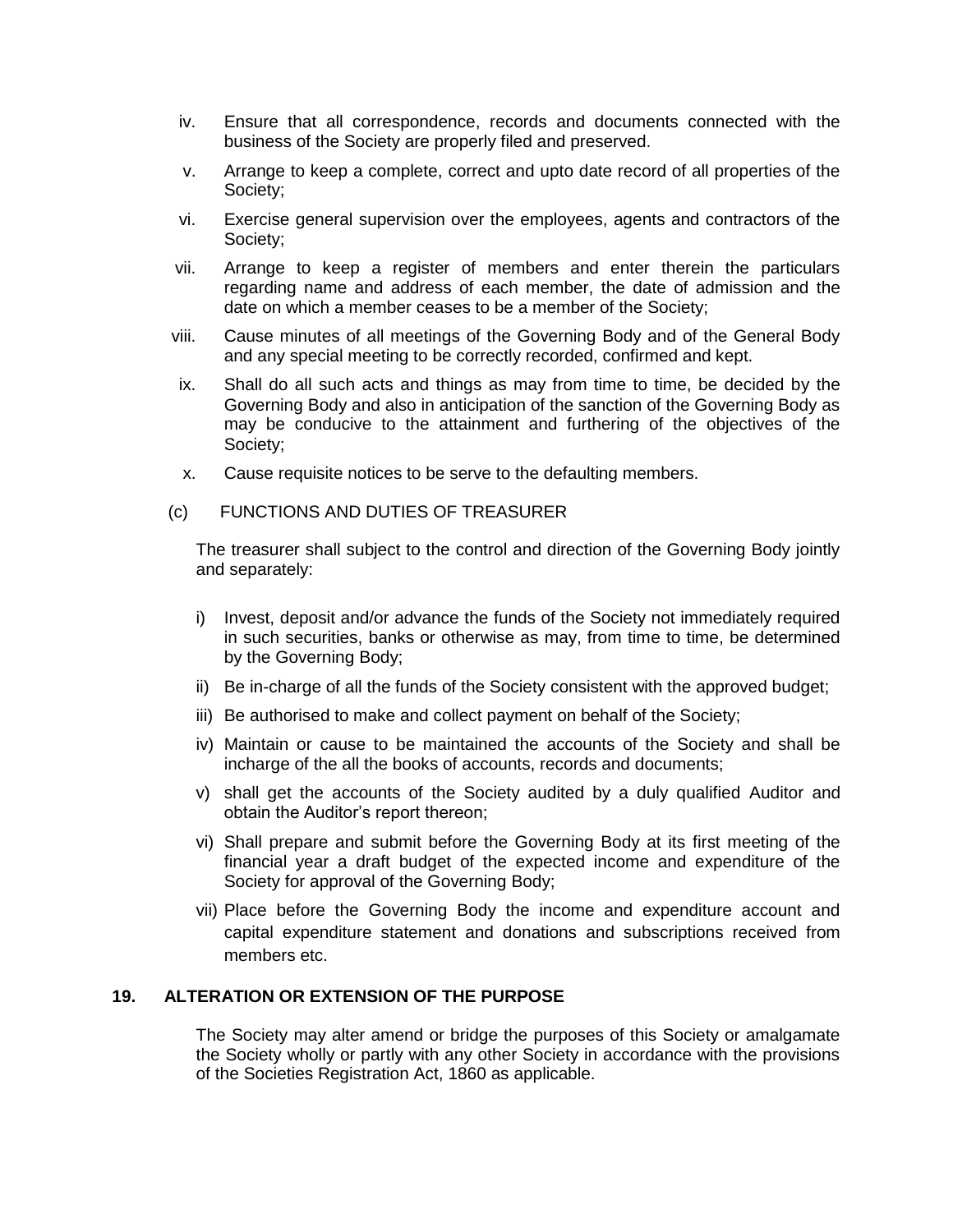iv. Ensure that all correspondence, records and documents connected with the business of the Society are properly filed and preserved.

v. Arrange to keep a complete, correct and upto date record of all properties of the Society;

vi. Exercise general supervision over the employees, agents and contractors of the Society;

vii. Arrange to keep a register of members and enter therein the particulars regarding name and address of each member, the date of admission and the date on which a member ceases to be a member of the Society;

viii. Cause minutes of all meetings of the Governing Body and of the General Body and any special meeting to be correctly recorded, confirmed and kept.

ix. Shall do all such acts and things as may from time to time, be decided by the Governing Body and also in anticipation of the sanction of the Governing Body as may be conducive to the attainment and furthering of the objectives of the Society;

x. Cause requisite notices to be serve to the defaulting members.

(c) FUNCTIONS AND DUTIES OF TREASURER

The treasurer shall subject to the control and direction of the Governing Body jointly and separately:

i) Invest, deposit and/or advance the funds of the Society not immediately required in such securities, banks or otherwise as may, from time to time, be determined by the Governing Body;

ii) Be in-charge of all the funds of the Society consistent with the approved budget;

iii) Be authorised to make and collect payment on behalf of the Society;

iv) Maintain or cause to be maintained the accounts of the Society and shall be incharge of the all the books of accounts, records and documents;

v) shall get the accounts of the Society audited by a duly qualified Auditor and obtain the Auditor's report thereon;

vi) Shall prepare and submit before the Governing Body at its first meeting of the financial year a draft budget of the expected income and expenditure of the Society for approval of the Governing Body;

vii) Place before the Governing Body the income and expenditure account and capital expenditure statement and donations and subscriptions received from members etc.

## 19. ALTERATION OR EXTENSION OF THE PURPOSE

The Society may alter amend or bridge the purposes of this Society or amalgamate the Society wholly or partly with any other Society in accordance with the provisions of the Societies Registration Act, 1860 as applicable.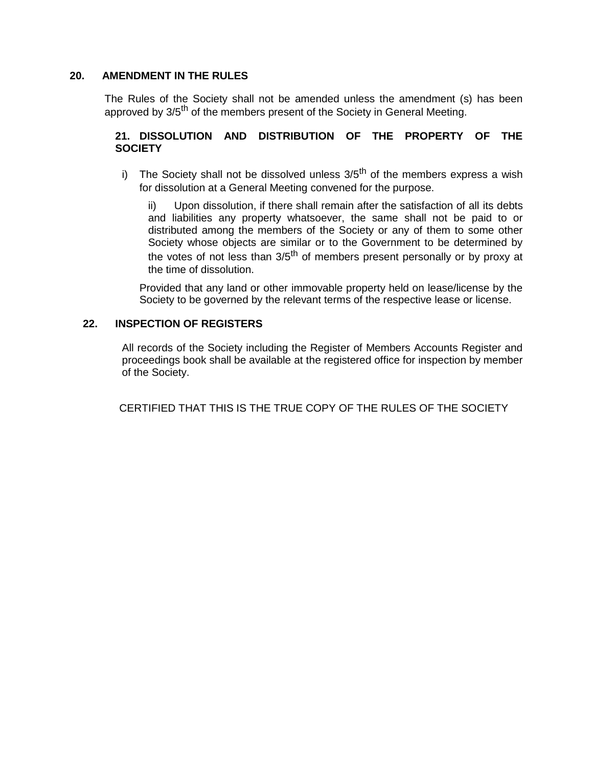**20. AMENDMENT IN THE RULES**

The Rules of the Society shall not be amended unless the amendment (s) has been approved by 3/5th of the members present of the Society in General Meeting.

**21. DISSOLUTION AND DISTRIBUTION OF THE PROPERTY OF THE SOCIETY**

i) The Society shall not be dissolved unless 3/5th of the members express a wish for dissolution at a General Meeting convened for the purpose.

ii) Upon dissolution, if there shall remain after the satisfaction of all its debts and liabilities any property whatsoever, the same shall not be paid to or distributed among the members of the Society or any of them to some other Society whose objects are similar or to the Government to be determined by the votes of not less than 3/5th of members present personally or by proxy at the time of dissolution.

Provided that any land or other immovable property held on lease/license by the Society to be governed by the relevant terms of the respective lease or license.

**22. INSPECTION OF REGISTERS**

All records of the Society including the Register of Members Accounts Register and proceedings book shall be available at the registered office for inspection by member of the Society.

CERTIFIED THAT THIS IS THE TRUE COPY OF THE RULES OF THE SOCIETY